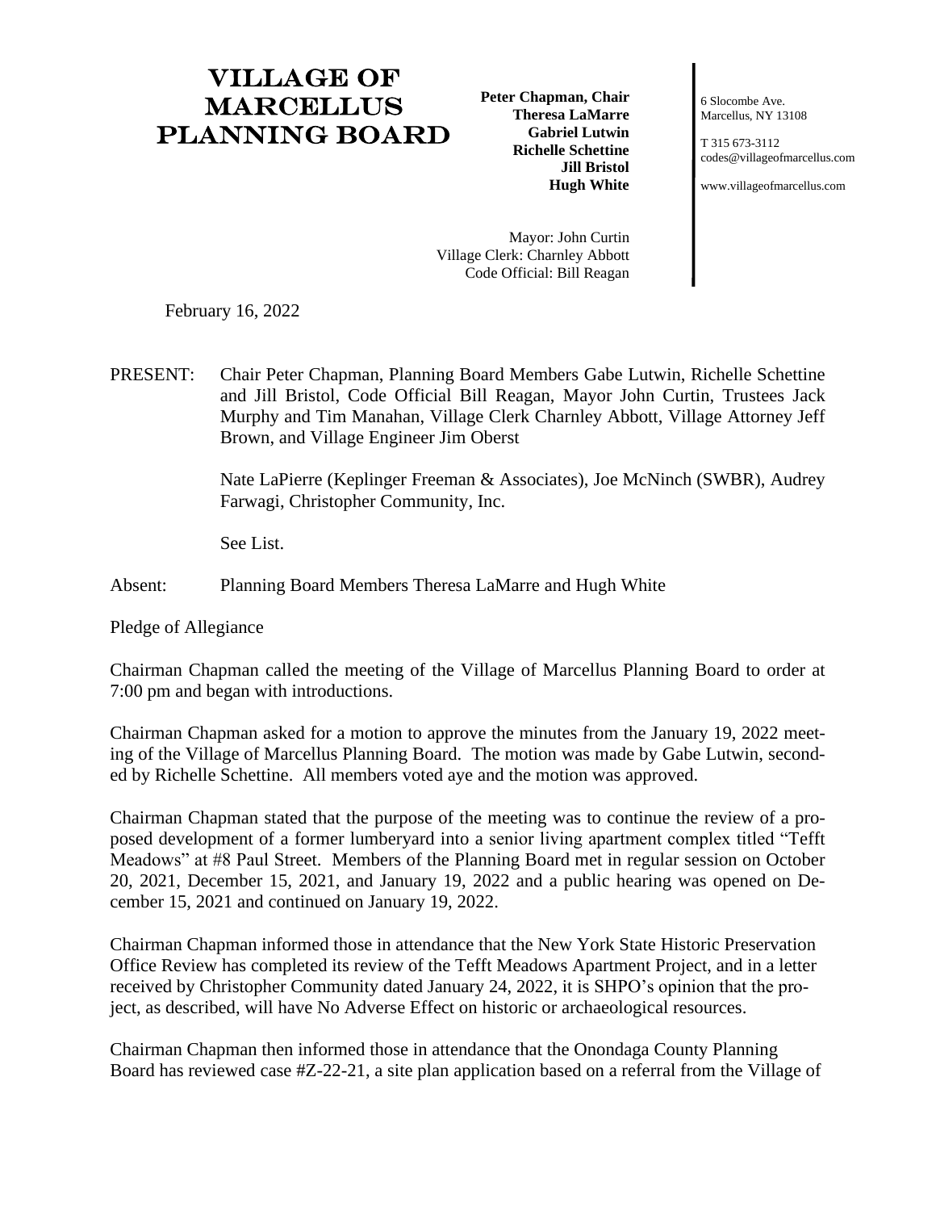# VILLAGE OF MARCELLUS PLANNING BOARD

**Peter Chapman, Chair**
**Theresa LaMarre**
**Gabriel Lutwin**
**Richelle Schettine**
**Jill Bristol**
**Hugh White**

Mayor: John Curtin
Village Clerk: Charnley Abbott
Code Official: Bill Reagan

6 Slocombe Ave.
Marcellus, NY 13108

T 315 673-3112
codes@villageofmarcellus.com

www.villageofmarcellus.com

February 16, 2022

PRESENT: Chair Peter Chapman, Planning Board Members Gabe Lutwin, Richelle Schettine and Jill Bristol, Code Official Bill Reagan, Mayor John Curtin, Trustees Jack Murphy and Tim Manahan, Village Clerk Charnley Abbott, Village Attorney Jeff Brown, and Village Engineer Jim Oberst

Nate LaPierre (Keplinger Freeman & Associates), Joe McNinch (SWBR), Audrey Farwagi, Christopher Community, Inc.

See List.

Absent: Planning Board Members Theresa LaMarre and Hugh White

Pledge of Allegiance

Chairman Chapman called the meeting of the Village of Marcellus Planning Board to order at 7:00 pm and began with introductions.

Chairman Chapman asked for a motion to approve the minutes from the January 19, 2022 meeting of the Village of Marcellus Planning Board. The motion was made by Gabe Lutwin, seconded by Richelle Schettine. All members voted aye and the motion was approved.

Chairman Chapman stated that the purpose of the meeting was to continue the review of a proposed development of a former lumberyard into a senior living apartment complex titled "Tefft Meadows" at #8 Paul Street. Members of the Planning Board met in regular session on October 20, 2021, December 15, 2021, and January 19, 2022 and a public hearing was opened on December 15, 2021 and continued on January 19, 2022.

Chairman Chapman informed those in attendance that the New York State Historic Preservation Office Review has completed its review of the Tefft Meadows Apartment Project, and in a letter received by Christopher Community dated January 24, 2022, it is SHPO's opinion that the project, as described, will have No Adverse Effect on historic or archaeological resources.

Chairman Chapman then informed those in attendance that the Onondaga County Planning Board has reviewed case #Z-22-21, a site plan application based on a referral from the Village of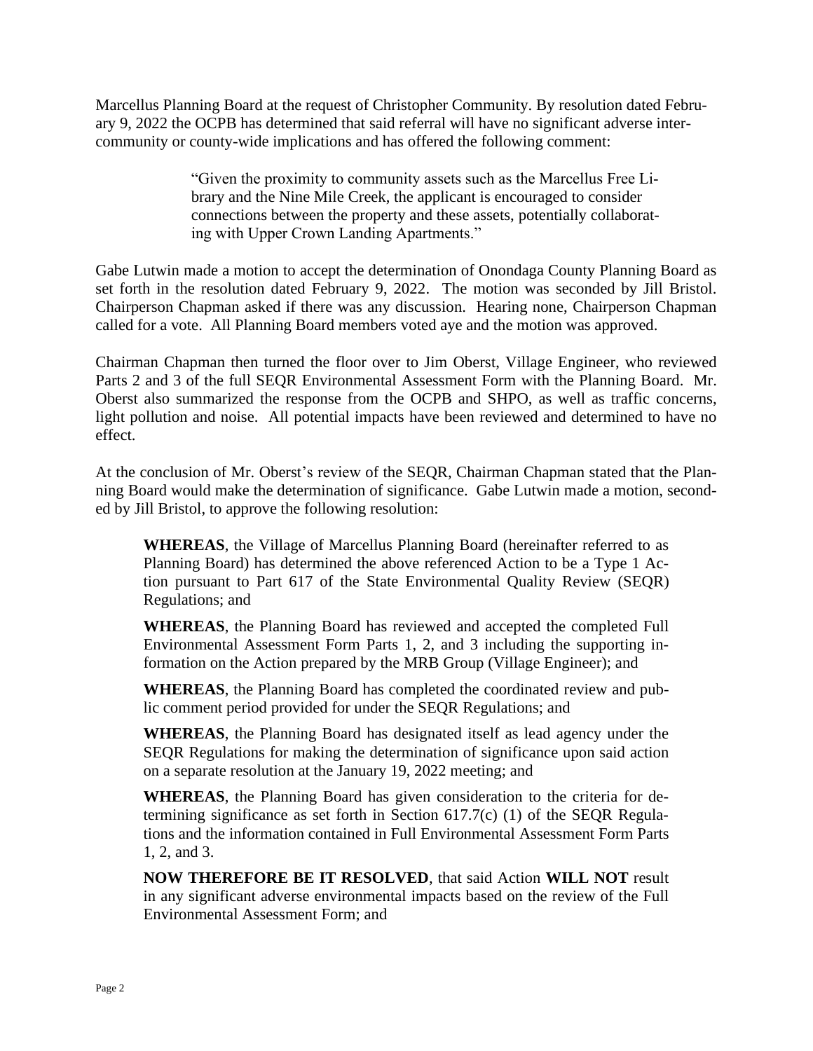Marcellus Planning Board at the request of Christopher Community. By resolution dated February 9, 2022 the OCPB has determined that said referral will have no significant adverse inter-community or county-wide implications and has offered the following comment:

> "Given the proximity to community assets such as the Marcellus Free Library and the Nine Mile Creek, the applicant is encouraged to consider connections between the property and these assets, potentially collaborating with Upper Crown Landing Apartments."

Gabe Lutwin made a motion to accept the determination of Onondaga County Planning Board as set forth in the resolution dated February 9, 2022. The motion was seconded by Jill Bristol. Chairperson Chapman asked if there was any discussion. Hearing none, Chairperson Chapman called for a vote. All Planning Board members voted aye and the motion was approved.

Chairman Chapman then turned the floor over to Jim Oberst, Village Engineer, who reviewed Parts 2 and 3 of the full SEQR Environmental Assessment Form with the Planning Board. Mr. Oberst also summarized the response from the OCPB and SHPO, as well as traffic concerns, light pollution and noise. All potential impacts have been reviewed and determined to have no effect.

At the conclusion of Mr. Oberst's review of the SEQR, Chairman Chapman stated that the Planning Board would make the determination of significance. Gabe Lutwin made a motion, seconded by Jill Bristol, to approve the following resolution:

> **WHEREAS**, the Village of Marcellus Planning Board (hereinafter referred to as Planning Board) has determined the above referenced Action to be a Type 1 Action pursuant to Part 617 of the State Environmental Quality Review (SEQR) Regulations; and
>
> **WHEREAS**, the Planning Board has reviewed and accepted the completed Full Environmental Assessment Form Parts 1, 2, and 3 including the supporting information on the Action prepared by the MRB Group (Village Engineer); and
>
> **WHEREAS**, the Planning Board has completed the coordinated review and public comment period provided for under the SEQR Regulations; and
>
> **WHEREAS**, the Planning Board has designated itself as lead agency under the SEQR Regulations for making the determination of significance upon said action on a separate resolution at the January 19, 2022 meeting; and
>
> **WHEREAS**, the Planning Board has given consideration to the criteria for determining significance as set forth in Section 617.7(c) (1) of the SEQR Regulations and the information contained in Full Environmental Assessment Form Parts 1, 2, and 3.
>
> **NOW THEREFORE BE IT RESOLVED**, that said Action **WILL NOT** result in any significant adverse environmental impacts based on the review of the Full Environmental Assessment Form; and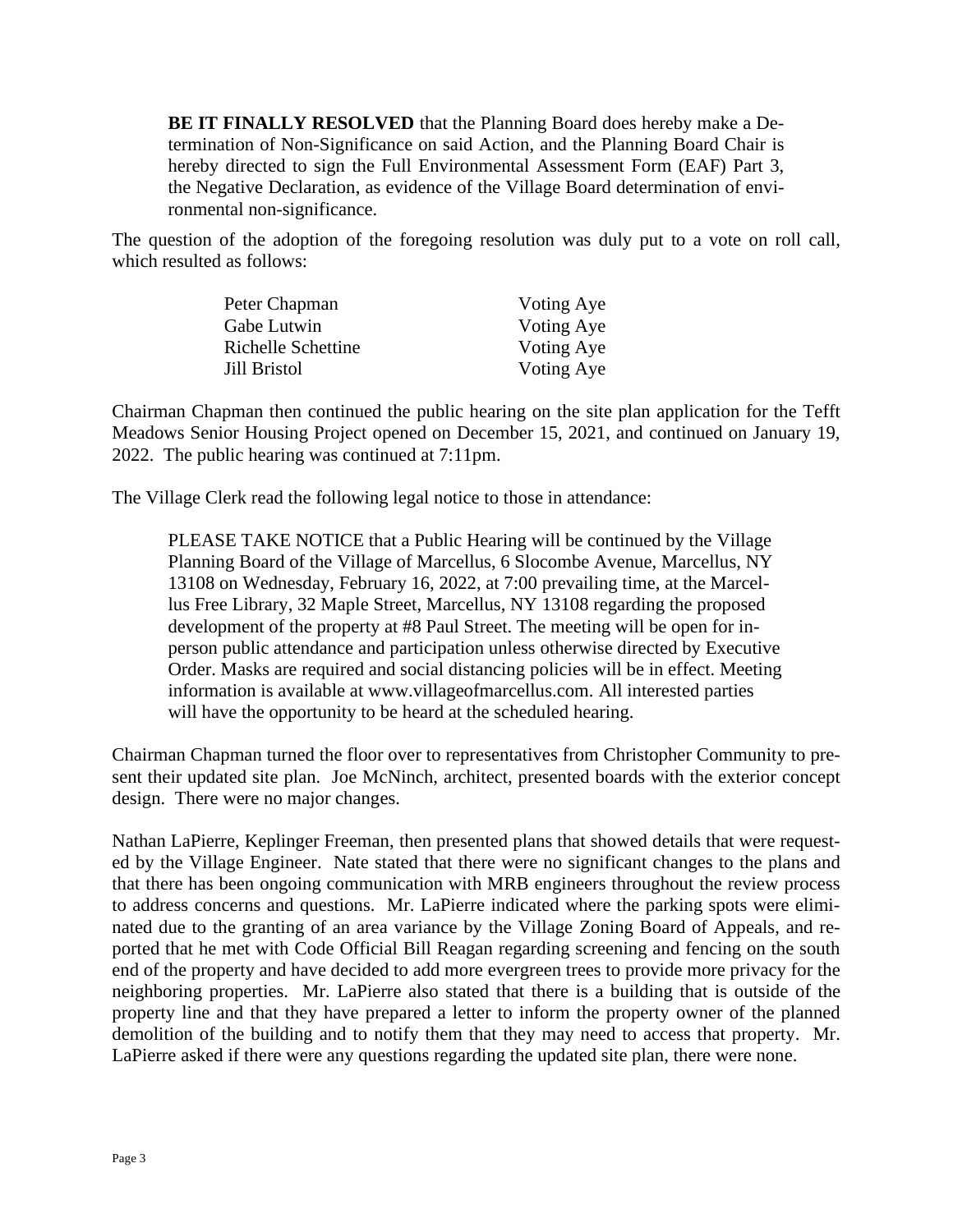> **BE IT FINALLY RESOLVED** that the Planning Board does hereby make a Determination of Non-Significance on said Action, and the Planning Board Chair is hereby directed to sign the Full Environmental Assessment Form (EAF) Part 3, the Negative Declaration, as evidence of the Village Board determination of environmental non-significance.

The question of the adoption of the foregoing resolution was duly put to a vote on roll call, which resulted as follows:

| | |
|---|---|
| Peter Chapman | Voting Aye |
| Gabe Lutwin | Voting Aye |
| Richelle Schettine | Voting Aye |
| Jill Bristol | Voting Aye |

Chairman Chapman then continued the public hearing on the site plan application for the Tefft Meadows Senior Housing Project opened on December 15, 2021, and continued on January 19, 2022. The public hearing was continued at 7:11pm.

The Village Clerk read the following legal notice to those in attendance:

> PLEASE TAKE NOTICE that a Public Hearing will be continued by the Village Planning Board of the Village of Marcellus, 6 Slocombe Avenue, Marcellus, NY 13108 on Wednesday, February 16, 2022, at 7:00 prevailing time, at the Marcellus Free Library, 32 Maple Street, Marcellus, NY 13108 regarding the proposed development of the property at #8 Paul Street. The meeting will be open for in-person public attendance and participation unless otherwise directed by Executive Order. Masks are required and social distancing policies will be in effect. Meeting information is available at www.villageofmarcellus.com. All interested parties will have the opportunity to be heard at the scheduled hearing.

Chairman Chapman turned the floor over to representatives from Christopher Community to present their updated site plan. Joe McNinch, architect, presented boards with the exterior concept design. There were no major changes.

Nathan LaPierre, Keplinger Freeman, then presented plans that showed details that were requested by the Village Engineer. Nate stated that there were no significant changes to the plans and that there has been ongoing communication with MRB engineers throughout the review process to address concerns and questions. Mr. LaPierre indicated where the parking spots were eliminated due to the granting of an area variance by the Village Zoning Board of Appeals, and reported that he met with Code Official Bill Reagan regarding screening and fencing on the south end of the property and have decided to add more evergreen trees to provide more privacy for the neighboring properties. Mr. LaPierre also stated that there is a building that is outside of the property line and that they have prepared a letter to inform the property owner of the planned demolition of the building and to notify them that they may need to access that property. Mr. LaPierre asked if there were any questions regarding the updated site plan, there were none.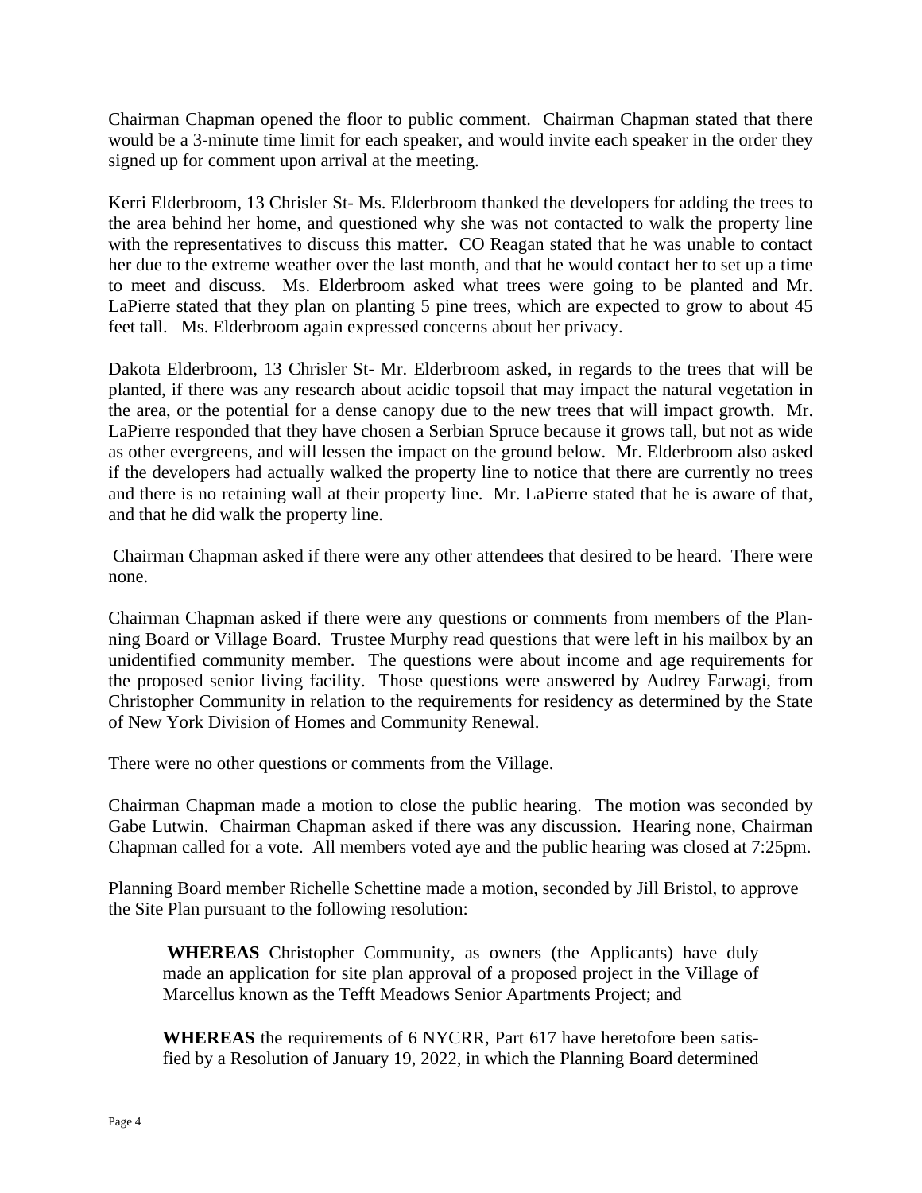Chairman Chapman opened the floor to public comment. Chairman Chapman stated that there would be a 3-minute time limit for each speaker, and would invite each speaker in the order they signed up for comment upon arrival at the meeting.

Kerri Elderbroom, 13 Chrisler St- Ms. Elderbroom thanked the developers for adding the trees to the area behind her home, and questioned why she was not contacted to walk the property line with the representatives to discuss this matter. CO Reagan stated that he was unable to contact her due to the extreme weather over the last month, and that he would contact her to set up a time to meet and discuss. Ms. Elderbroom asked what trees were going to be planted and Mr. LaPierre stated that they plan on planting 5 pine trees, which are expected to grow to about 45 feet tall. Ms. Elderbroom again expressed concerns about her privacy.

Dakota Elderbroom, 13 Chrisler St- Mr. Elderbroom asked, in regards to the trees that will be planted, if there was any research about acidic topsoil that may impact the natural vegetation in the area, or the potential for a dense canopy due to the new trees that will impact growth. Mr. LaPierre responded that they have chosen a Serbian Spruce because it grows tall, but not as wide as other evergreens, and will lessen the impact on the ground below. Mr. Elderbroom also asked if the developers had actually walked the property line to notice that there are currently no trees and there is no retaining wall at their property line. Mr. LaPierre stated that he is aware of that, and that he did walk the property line.

Chairman Chapman asked if there were any other attendees that desired to be heard. There were none.

Chairman Chapman asked if there were any questions or comments from members of the Planning Board or Village Board. Trustee Murphy read questions that were left in his mailbox by an unidentified community member. The questions were about income and age requirements for the proposed senior living facility. Those questions were answered by Audrey Farwagi, from Christopher Community in relation to the requirements for residency as determined by the State of New York Division of Homes and Community Renewal.

There were no other questions or comments from the Village.

Chairman Chapman made a motion to close the public hearing. The motion was seconded by Gabe Lutwin. Chairman Chapman asked if there was any discussion. Hearing none, Chairman Chapman called for a vote. All members voted aye and the public hearing was closed at 7:25pm.

Planning Board member Richelle Schettine made a motion, seconded by Jill Bristol, to approve the Site Plan pursuant to the following resolution:

> **WHEREAS** Christopher Community, as owners (the Applicants) have duly made an application for site plan approval of a proposed project in the Village of Marcellus known as the Tefft Meadows Senior Apartments Project; and
>
> **WHEREAS** the requirements of 6 NYCRR, Part 617 have heretofore been satisfied by a Resolution of January 19, 2022, in which the Planning Board determined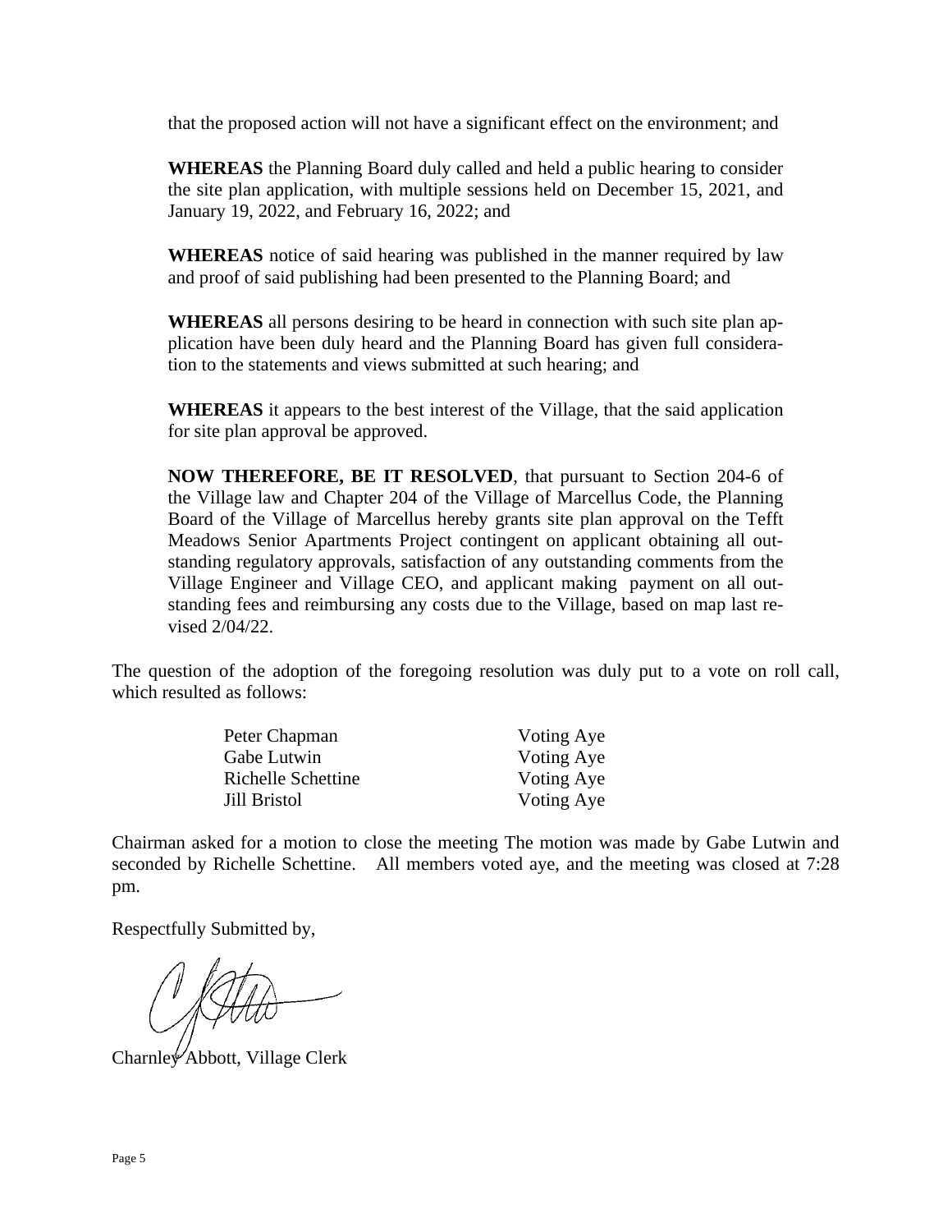that the proposed action will not have a significant effect on the environment; and

**WHEREAS** the Planning Board duly called and held a public hearing to consider the site plan application, with multiple sessions held on December 15, 2021, and January 19, 2022, and February 16, 2022; and

**WHEREAS** notice of said hearing was published in the manner required by law and proof of said publishing had been presented to the Planning Board; and

**WHEREAS** all persons desiring to be heard in connection with such site plan application have been duly heard and the Planning Board has given full consideration to the statements and views submitted at such hearing; and

**WHEREAS** it appears to the best interest of the Village, that the said application for site plan approval be approved.

**NOW THEREFORE, BE IT RESOLVED**, that pursuant to Section 204-6 of the Village law and Chapter 204 of the Village of Marcellus Code, the Planning Board of the Village of Marcellus hereby grants site plan approval on the Tefft Meadows Senior Apartments Project contingent on applicant obtaining all outstanding regulatory approvals, satisfaction of any outstanding comments from the Village Engineer and Village CEO, and applicant making payment on all outstanding fees and reimbursing any costs due to the Village, based on map last revised 2/04/22.

The question of the adoption of the foregoing resolution was duly put to a vote on roll call, which resulted as follows:

| | |
|---|---|
| Peter Chapman | Voting Aye |
| Gabe Lutwin | Voting Aye |
| Richelle Schettine | Voting Aye |
| Jill Bristol | Voting Aye |

Chairman asked for a motion to close the meeting The motion was made by Gabe Lutwin and seconded by Richelle Schettine. All members voted aye, and the meeting was closed at 7:28 pm.

Respectfully Submitted by,

Charnley Abbott, Village Clerk